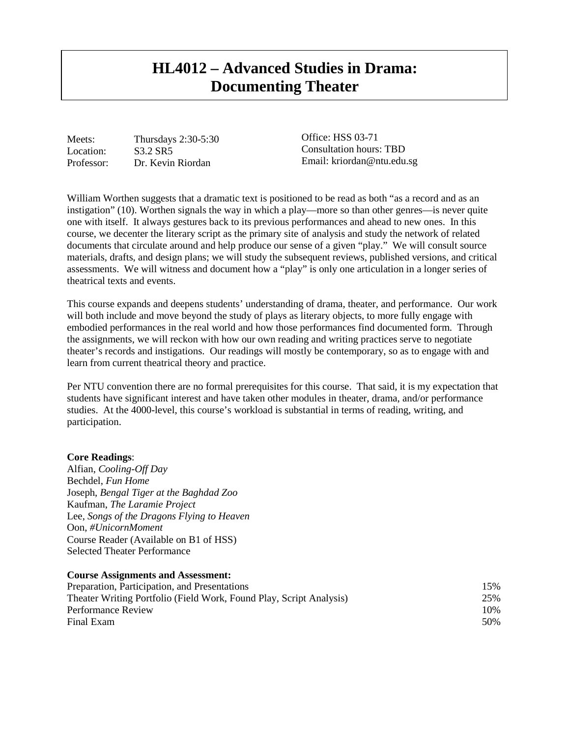# HL4012 – Advanced Studies in Drama: Documenting Theater

Meets: Thursdays 2:30-5:30
Location: S3.2 SR5
Professor: Dr. Kevin Riordan

Office: HSS 03-71
Consultation hours: TBD
Email: kriordan@ntu.edu.sg

William Worthen suggests that a dramatic text is positioned to be read as both "as a record and as an instigation" (10). Worthen signals the way in which a play—more so than other genres—is never quite one with itself. It always gestures back to its previous performances and ahead to new ones. In this course, we decenter the literary script as the primary site of analysis and study the network of related documents that circulate around and help produce our sense of a given "play." We will consult source materials, drafts, and design plans; we will study the subsequent reviews, published versions, and critical assessments. We will witness and document how a "play" is only one articulation in a longer series of theatrical texts and events.

This course expands and deepens students' understanding of drama, theater, and performance. Our work will both include and move beyond the study of plays as literary objects, to more fully engage with embodied performances in the real world and how those performances find documented form. Through the assignments, we will reckon with how our own reading and writing practices serve to negotiate theater's records and instigations. Our readings will mostly be contemporary, so as to engage with and learn from current theatrical theory and practice.

Per NTU convention there are no formal prerequisites for this course. That said, it is my expectation that students have significant interest and have taken other modules in theater, drama, and/or performance studies. At the 4000-level, this course's workload is substantial in terms of reading, writing, and participation.

**Core Readings**:
Alfian, *Cooling-Off Day*
Bechdel, *Fun Home*
Joseph, *Bengal Tiger at the Baghdad Zoo*
Kaufman, *The Laramie Project*
Lee, *Songs of the Dragons Flying to Heaven*
Oon, *#UnicornMoment*
Course Reader (Available on B1 of HSS)
Selected Theater Performance

**Course Assignments and Assessment:**

| | |
|---|---|
| Preparation, Participation, and Presentations | 15% |
| Theater Writing Portfolio (Field Work, Found Play, Script Analysis) | 25% |
| Performance Review | 10% |
| Final Exam | 50% |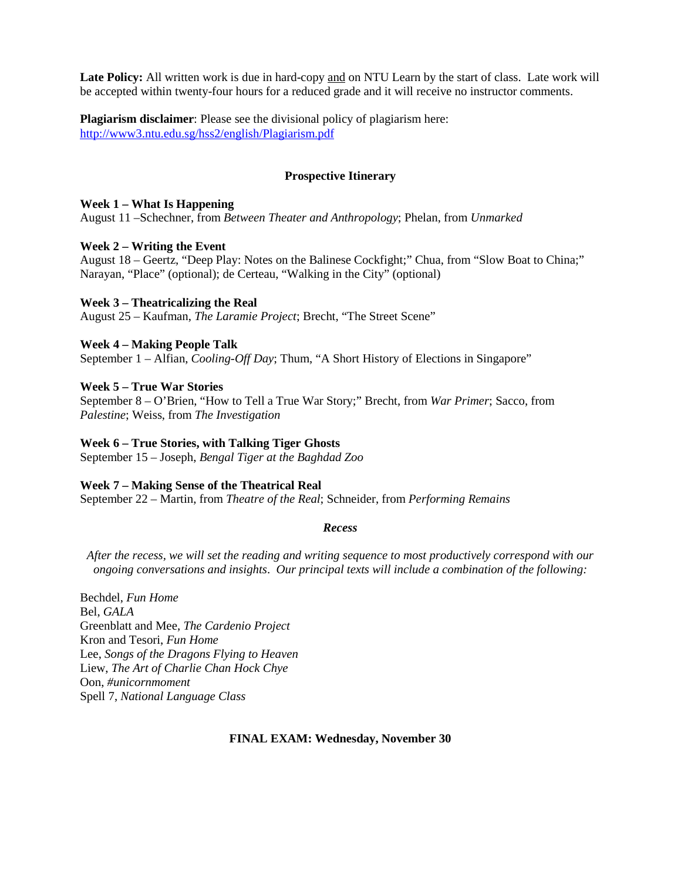**Late Policy:** All written work is due in hard-copy and on NTU Learn by the start of class. Late work will be accepted within twenty-four hours for a reduced grade and it will receive no instructor comments.

**Plagiarism disclaimer**: Please see the divisional policy of plagiarism here: http://www3.ntu.edu.sg/hss2/english/Plagiarism.pdf

## Prospective Itinerary

**Week 1 – What Is Happening**
August 11 –Schechner, from *Between Theater and Anthropology*; Phelan, from *Unmarked*

**Week 2 – Writing the Event**
August 18 – Geertz, "Deep Play: Notes on the Balinese Cockfight;" Chua, from "Slow Boat to China;" Narayan, "Place" (optional); de Certeau, "Walking in the City" (optional)

**Week 3 – Theatricalizing the Real**
August 25 – Kaufman, *The Laramie Project*; Brecht, "The Street Scene"

**Week 4 – Making People Talk**
September 1 – Alfian, *Cooling-Off Day*; Thum, "A Short History of Elections in Singapore"

**Week 5 – True War Stories**
September 8 – O'Brien, "How to Tell a True War Story;" Brecht, from *War Primer*; Sacco, from *Palestine*; Weiss, from *The Investigation*

**Week 6 – True Stories, with Talking Tiger Ghosts**
September 15 – Joseph, *Bengal Tiger at the Baghdad Zoo*

**Week 7 – Making Sense of the Theatrical Real**
September 22 – Martin, from *Theatre of the Real*; Schneider, from *Performing Remains*

***Recess***

*After the recess, we will set the reading and writing sequence to most productively correspond with our ongoing conversations and insights. Our principal texts will include a combination of the following:*

Bechdel, *Fun Home*
Bel, *GALA*
Greenblatt and Mee, *The Cardenio Project*
Kron and Tesori, *Fun Home*
Lee, *Songs of the Dragons Flying to Heaven*
Liew, *The Art of Charlie Chan Hock Chye*
Oon, *#unicornmoment*
Spell 7, *National Language Class*

**FINAL EXAM: Wednesday, November 30**